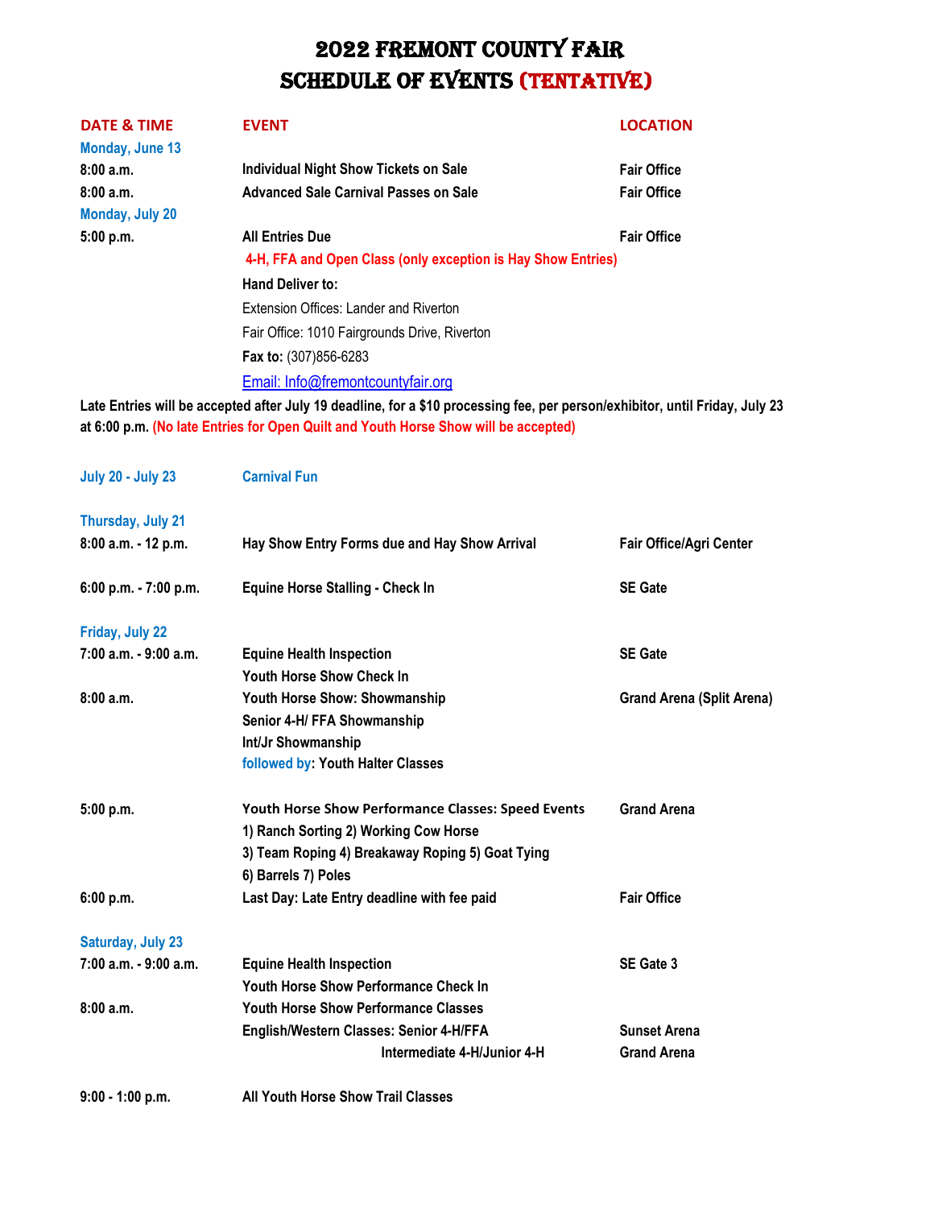# 2022 Fremont County Fair
# Schedule of Events (Tentative)

| DATE & TIME | EVENT | LOCATION |
|---|---|---|
| **Monday, June 13** | | |
| **8:00 a.m.** | **Individual Night Show Tickets on Sale** | **Fair Office** |
| **8:00 a.m.** | **Advanced Sale Carnival Passes on Sale** | **Fair Office** |
| **Monday, July 20** | | |
| **5:00 p.m.** | **All Entries Due** | **Fair Office** |
| | **4-H, FFA and Open Class (only exception is Hay Show Entries)** | |
| | **Hand Deliver to:** | |
| | Extension Offices: Lander and Riverton | |
| | Fair Office: 1010 Fairgrounds Drive, Riverton | |
| | **Fax to:** (307)856-6283 | |
| | Email: Info@fremontcountyfair.org | |

**Late Entries will be accepted after July 19 deadline, for a $10 processing fee, per person/exhibitor, until Friday, July 23 at 6:00 p.m. (No late Entries for Open Quilt and Youth Horse Show will be accepted)**

| DATE & TIME | EVENT | LOCATION |
|---|---|---|
| **July 20 - July 23** | **Carnival Fun** | |
| **Thursday, July 21** | | |
| **8:00 a.m. - 12 p.m.** | **Hay Show Entry Forms due and Hay Show Arrival** | **Fair Office/Agri Center** |
| **6:00 p.m. - 7:00 p.m.** | **Equine Horse Stalling - Check In** | **SE Gate** |
| **Friday, July 22** | | |
| **7:00 a.m. - 9:00 a.m.** | **Equine Health Inspection** | **SE Gate** |
| | **Youth Horse Show Check In** | |
| **8:00 a.m.** | **Youth Horse Show: Showmanship** | **Grand Arena (Split Arena)** |
| | **Senior 4-H/ FFA Showmanship** | |
| | **Int/Jr Showmanship** | |
| | followed by: **Youth Halter Classes** | |
| **5:00 p.m.** | **Youth Horse Show Performance Classes: Speed Events** | **Grand Arena** |
| | **1) Ranch Sorting 2) Working Cow Horse** | |
| | **3) Team Roping 4) Breakaway Roping 5) Goat Tying** | |
| | **6) Barrels 7) Poles** | |
| **6:00 p.m.** | **Last Day: Late Entry deadline with fee paid** | **Fair Office** |
| **Saturday, July 23** | | |
| **7:00 a.m. - 9:00 a.m.** | **Equine Health Inspection** | **SE Gate 3** |
| | **Youth Horse Show Performance Check In** | |
| **8:00 a.m.** | **Youth Horse Show Performance Classes** | |
| | **English/Western Classes: Senior 4-H/FFA** | **Sunset Arena** |
| | **Intermediate 4-H/Junior 4-H** | **Grand Arena** |
| **9:00 - 1:00 p.m.** | **All Youth Horse Show Trail Classes** | |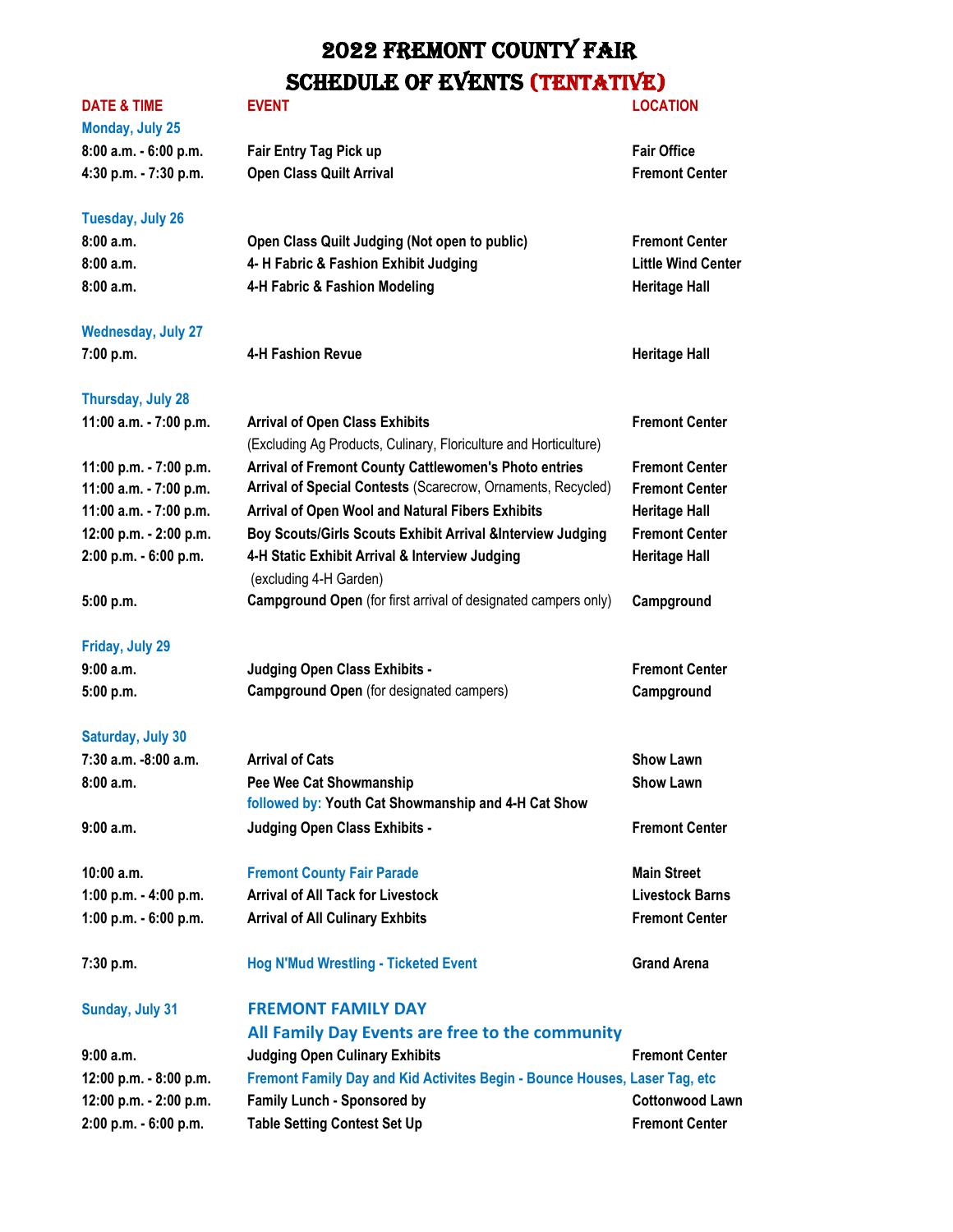# 2022 FREMONT COUNTY FAIR
## SCHEDULE OF EVENTS (TENTATIVE)

| DATE & TIME | EVENT | LOCATION |
|---|---|---|
| **Monday, July 25** | | |
| 8:00 a.m. - 6:00 p.m. | Fair Entry Tag Pick up | Fair Office |
| 4:30 p.m. - 7:30 p.m. | Open Class Quilt Arrival | Fremont Center |
| **Tuesday, July 26** | | |
| 8:00 a.m. | Open Class Quilt Judging (Not open to public) | Fremont Center |
| 8:00 a.m. | 4- H Fabric & Fashion Exhibit Judging | Little Wind Center |
| 8:00 a.m. | 4-H Fabric & Fashion Modeling | Heritage Hall |
| **Wednesday, July 27** | | |
| 7:00 p.m. | 4-H Fashion Revue | Heritage Hall |
| **Thursday, July 28** | | |
| 11:00 a.m. - 7:00 p.m. | Arrival of Open Class Exhibits (Excluding Ag Products, Culinary, Floriculture and Horticulture) | Fremont Center |
| 11:00 p.m. - 7:00 p.m. | Arrival of Fremont County Cattlewomen's Photo entries | Fremont Center |
| 11:00 a.m. - 7:00 p.m. | Arrival of Special Contests (Scarecrow, Ornaments, Recycled) | Fremont Center |
| 11:00 a.m. - 7:00 p.m. | Arrival of Open Wool and Natural Fibers Exhibits | Heritage Hall |
| 12:00 p.m. - 2:00 p.m. | Boy Scouts/Girls Scouts Exhibit Arrival &Interview Judging | Fremont Center |
| 2:00 p.m. - 6:00 p.m. | 4-H Static Exhibit Arrival & Interview Judging (excluding 4-H Garden) | Heritage Hall |
| 5:00 p.m. | Campground Open (for first arrival of designated campers only) | Campground |
| **Friday, July 29** | | |
| 9:00 a.m. | Judging Open Class Exhibits - | Fremont Center |
| 5:00 p.m. | Campground Open (for designated campers) | Campground |
| **Saturday, July 30** | | |
| 7:30 a.m. -8:00 a.m. | Arrival of Cats | Show Lawn |
| 8:00 a.m. | Pee Wee Cat Showmanship followed by: Youth Cat Showmanship and 4-H Cat Show | Show Lawn |
| 9:00 a.m. | Judging Open Class Exhibits - | Fremont Center |
| 10:00 a.m. | Fremont County Fair Parade | Main Street |
| 1:00 p.m. - 4:00 p.m. | Arrival of All Tack for Livestock | Livestock Barns |
| 1:00 p.m. - 6:00 p.m. | Arrival of All Culinary Exhbits | Fremont Center |
| 7:30 p.m. | Hog N'Mud Wrestling - Ticketed Event | Grand Arena |
| **Sunday, July 31** | **FREMONT FAMILY DAY** All Family Day Events are free to the community | |
| 9:00 a.m. | Judging Open Culinary Exhibits | Fremont Center |
| 12:00 p.m. - 8:00 p.m. | Fremont Family Day and Kid Activites Begin - Bounce Houses, Laser Tag, etc | |
| 12:00 p.m. - 2:00 p.m. | Family Lunch - Sponsored by | Cottonwood Lawn |
| 2:00 p.m. - 6:00 p.m. | Table Setting Contest Set Up | Fremont Center |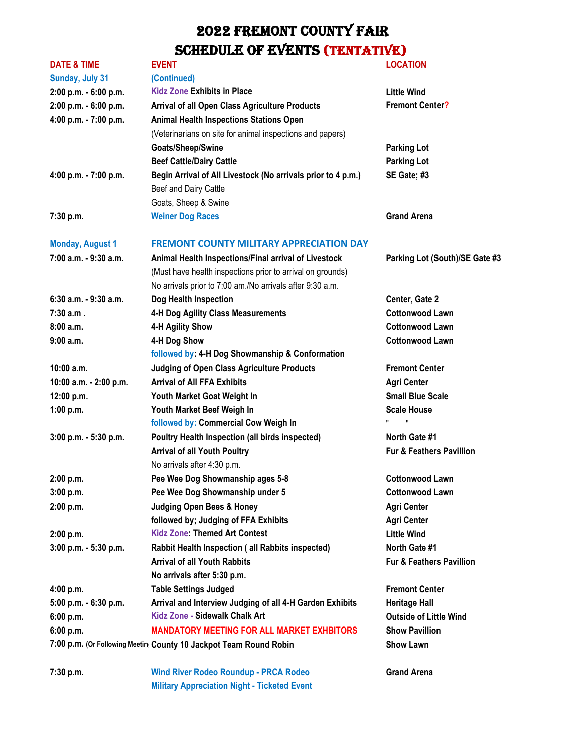# 2022 FREMONT COUNTY FAIR
## SCHEDULE OF EVENTS (TENTATIVE)

| DATE & TIME | EVENT | LOCATION |
|---|---|---|
| **Sunday, July 31** | **(Continued)** | |
| 2:00 p.m. - 6:00 p.m. | Kidz Zone Exhibits in Place | Little Wind |
| 2:00 p.m. - 6:00 p.m. | Arrival of all Open Class Agriculture Products | Fremont Center? |
| 4:00 p.m. - 7:00 p.m. | Animal Health Inspections Stations Open | |
| | (Veterinarians on site for animal inspections and papers) | |
| | Goats/Sheep/Swine | Parking Lot |
| | Beef Cattle/Dairy Cattle | Parking Lot |
| 4:00 p.m. - 7:00 p.m. | Begin Arrival of All Livestock (No arrivals prior to 4 p.m.) | SE Gate; #3 |
| | Beef and Dairy Cattle | |
| | Goats, Sheep & Swine | |
| 7:30 p.m. | Weiner Dog Races | Grand Arena |
| **Monday, August 1** | **FREMONT COUNTY MILITARY APPRECIATION DAY** | |
| 7:00 a.m. - 9:30 a.m. | Animal Health Inspections/Final arrival of Livestock | Parking Lot (South)/SE Gate #3 |
| | (Must have health inspections prior to arrival on grounds) | |
| | No arrivals prior to 7:00 am./No arrivals after 9:30 a.m. | |
| 6:30 a.m. - 9:30 a.m. | Dog Health Inspection | Center, Gate 2 |
| 7:30 a.m . | 4-H Dog Agility Class Measurements | Cottonwood Lawn |
| 8:00 a.m. | 4-H Agility Show | Cottonwood Lawn |
| 9:00 a.m. | 4-H Dog Show | Cottonwood Lawn |
| | followed by: 4-H Dog Showmanship & Conformation | |
| 10:00 a.m. | Judging of Open Class Agriculture Products | Fremont Center |
| 10:00 a.m. - 2:00 p.m. | Arrival of All FFA Exhibits | Agri Center |
| 12:00 p.m. | Youth Market Goat Weight In | Small Blue Scale |
| 1:00 p.m. | Youth Market Beef Weigh In | Scale House |
| | followed by: Commercial Cow Weigh In | " " |
| 3:00 p.m. - 5:30 p.m. | Poultry Health Inspection (all birds inspected) | North Gate #1 |
| | Arrival of all Youth Poultry | Fur & Feathers Pavillion |
| | No arrivals after 4:30 p.m. | |
| 2:00 p.m. | Pee Wee Dog Showmanship ages 5-8 | Cottonwood Lawn |
| 3:00 p.m. | Pee Wee Dog Showmanship under 5 | Cottonwood Lawn |
| 2:00 p.m. | Judging Open Bees & Honey | Agri Center |
| | followed by; Judging of FFA Exhibits | Agri Center |
| 2:00 p.m. | Kidz Zone: Themed Art Contest | Little Wind |
| 3:00 p.m. - 5:30 p.m. | Rabbit Health Inspection ( all Rabbits inspected) | North Gate #1 |
| | Arrival of all Youth Rabbits | Fur & Feathers Pavillion |
| | No arrivals after 5:30 p.m. | |
| 4:00 p.m. | Table Settings Judged | Fremont Center |
| 5:00 p.m. - 6:30 p.m. | Arrival and Interview Judging of all 4-H Garden Exhibits | Heritage Hall |
| 6:00 p.m. | Kidz Zone - Sidewalk Chalk Art | Outside of Little Wind |
| 6:00 p.m. | MANDATORY MEETING FOR ALL MARKET EXHBITORS | Show Pavillion |
| 7:00 p.m. (Or Following Meeting) | County 10 Jackpot Team Round Robin | Show Lawn |
| 7:30 p.m. | Wind River Rodeo Roundup - PRCA Rodeo | Grand Arena |
| | Military Appreciation Night - Ticketed Event | |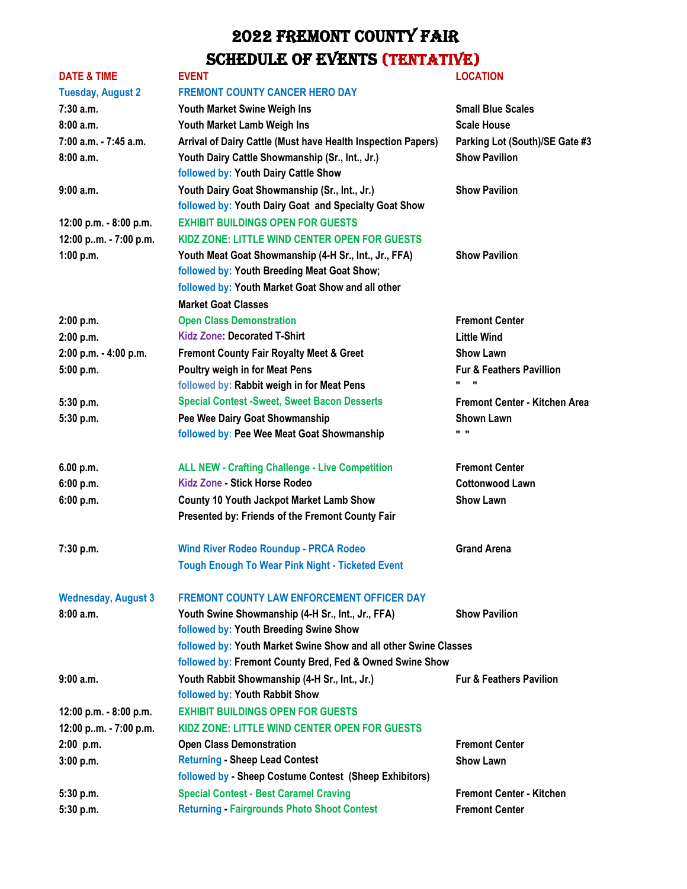# 2022 FREMONT COUNTY FAIR
# SCHEDULE OF EVENTS (TENTATIVE)

| DATE & TIME | EVENT | LOCATION |
|---|---|---|
| **Tuesday, August 2** | **FREMONT COUNTY CANCER HERO DAY** | |
| 7:30 a.m. | Youth Market Swine Weigh Ins | Small Blue Scales |
| 8:00 a.m. | Youth Market Lamb Weigh Ins | Scale House |
| 7:00 a.m. - 7:45 a.m. | Arrival of Dairy Cattle (Must have Health Inspection Papers) | Parking Lot (South)/SE Gate #3 |
| 8:00 a.m. | Youth Dairy Cattle Showmanship (Sr., Int., Jr.) | Show Pavilion |
| | followed by: Youth Dairy Cattle Show | |
| 9:00 a.m. | Youth Dairy Goat Showmanship (Sr., Int., Jr.) | Show Pavilion |
| | followed by: Youth Dairy Goat and Specialty Goat Show | |
| 12:00 p.m. - 8:00 p.m. | EXHIBIT BUILDINGS OPEN FOR GUESTS | |
| 12:00 p..m. - 7:00 p.m. | KIDZ ZONE: LITTLE WIND CENTER OPEN FOR GUESTS | |
| 1:00 p.m. | Youth Meat Goat Showmanship (4-H Sr., Int., Jr., FFA) | Show Pavilion |
| | followed by: Youth Breeding Meat Goat Show; | |
| | followed by: Youth Market Goat Show and all other Market Goat Classes | |
| 2:00 p.m. | Open Class Demonstration | Fremont Center |
| 2:00 p.m. | Kidz Zone: Decorated T-Shirt | Little Wind |
| 2:00 p.m. - 4:00 p.m. | Fremont County Fair Royalty Meet & Greet | Show Lawn |
| 5:00 p.m. | Poultry weigh in for Meat Pens | Fur & Feathers Pavillion |
| | followed by: Rabbit weigh in for Meat Pens | " " |
| 5:30 p.m. | Special Contest -Sweet, Sweet Bacon Desserts | Fremont Center - Kitchen Area |
| 5:30 p.m. | Pee Wee Dairy Goat Showmanship | Shown Lawn |
| | followed by: Pee Wee Meat Goat Showmanship | " " |
| 6.00 p.m. | ALL NEW - Crafting Challenge - Live Competition | Fremont Center |
| 6:00 p.m. | Kidz Zone - Stick Horse Rodeo | Cottonwood Lawn |
| 6:00 p.m. | County 10 Youth Jackpot Market Lamb Show | Show Lawn |
| | Presented by: Friends of the Fremont County Fair | |
| 7:30 p.m. | Wind River Rodeo Roundup - PRCA Rodeo | Grand Arena |
| | Tough Enough To Wear Pink Night - Ticketed Event | |
| **Wednesday, August 3** | **FREMONT COUNTY LAW ENFORCEMENT OFFICER DAY** | |
| 8:00 a.m. | Youth Swine Showmanship (4-H Sr., Int., Jr., FFA) | Show Pavilion |
| | followed by: Youth Breeding Swine Show | |
| | followed by: Youth Market Swine Show and all other Swine Classes | |
| | followed by: Fremont County Bred, Fed & Owned Swine Show | |
| 9:00 a.m. | Youth Rabbit Showmanship (4-H Sr., Int., Jr.) | Fur & Feathers Pavilion |
| | followed by: Youth Rabbit Show | |
| 12:00 p.m. - 8:00 p.m. | EXHIBIT BUILDINGS OPEN FOR GUESTS | |
| 12:00 p..m. - 7:00 p.m. | KIDZ ZONE: LITTLE WIND CENTER OPEN FOR GUESTS | |
| 2:00 p.m. | Open Class Demonstration | Fremont Center |
| 3:00 p.m. | Returning - Sheep Lead Contest | Show Lawn |
| | followed by - Sheep Costume Contest (Sheep Exhibitors) | |
| 5:30 p.m. | Special Contest - Best Caramel Craving | Fremont Center - Kitchen |
| 5:30 p.m. | Returning - Fairgrounds Photo Shoot Contest | Fremont Center |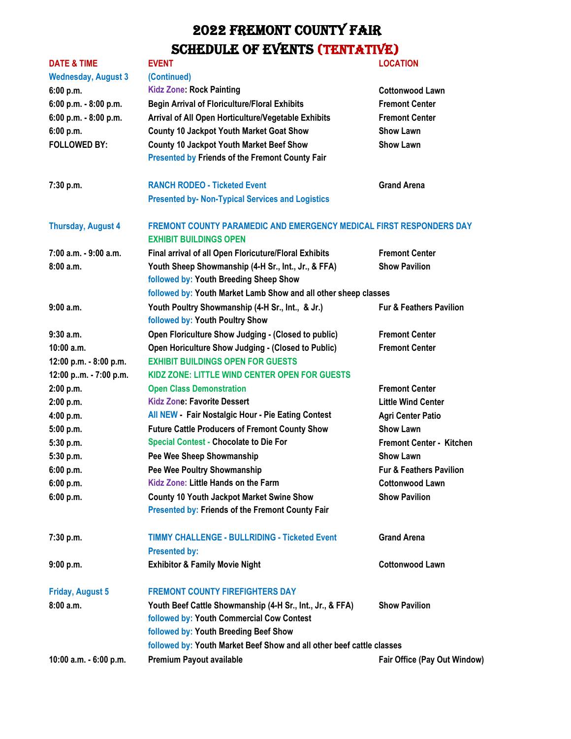# 2022 FREMONT COUNTY FAIR
## SCHEDULE OF EVENTS (TENTATIVE)

| DATE & TIME | EVENT | LOCATION |
|---|---|---|
| **Wednesday, August 3** | (Continued) | |
| 6:00 p.m. | Kidz Zone: Rock Painting | Cottonwood Lawn |
| 6:00 p.m. - 8:00 p.m. | Begin Arrival of Floriculture/Floral Exhibits | Fremont Center |
| 6:00 p.m. - 8:00 p.m. | Arrival of All Open Horticulture/Vegetable Exhibits | Fremont Center |
| 6:00 p.m. | County 10 Jackpot Youth Market Goat Show | Show Lawn |
| FOLLOWED BY: | County 10 Jackpot Youth Market Beef Show | Show Lawn |
| | Presented by Friends of the Fremont County Fair | |
| 7:30 p.m. | RANCH RODEO - Ticketed Event | Grand Arena |
| | Presented by- Non-Typical Services and Logistics | |
| **Thursday, August 4** | FREMONT COUNTY PARAMEDIC AND EMERGENCY MEDICAL FIRST RESPONDERS DAY | |
| | EXHIBIT BUILDINGS OPEN | |
| 7:00 a.m. - 9:00 a.m. | Final arrival of all Open Floricuture/Floral Exhibits | Fremont Center |
| 8:00 a.m. | Youth Sheep Showmanship (4-H Sr., Int., Jr., & FFA) | Show Pavilion |
| | followed by: Youth Breeding Sheep Show | |
| | followed by: Youth Market Lamb Show and all other sheep classes | |
| 9:00 a.m. | Youth Poultry Showmanship (4-H Sr., Int., & Jr.) | Fur & Feathers Pavilion |
| | followed by: Youth Poultry Show | |
| 9:30 a.m. | Open Floriculture Show Judging - (Closed to public) | Fremont Center |
| 10:00 a.m. | Open Horiculture Show Judging - (Closed to Public) | Fremont Center |
| 12:00 p.m. - 8:00 p.m. | EXHIBIT BUILDINGS OPEN FOR GUESTS | |
| 12:00 p..m. - 7:00 p.m. | KIDZ ZONE: LITTLE WIND CENTER OPEN FOR GUESTS | |
| 2:00 p.m. | Open Class Demonstration | Fremont Center |
| 2:00 p.m. | Kidz Zone: Favorite Dessert | Little Wind Center |
| 4:00 p.m. | All NEW - Fair Nostalgic Hour - Pie Eating Contest | Agri Center Patio |
| 5:00 p.m. | Future Cattle Producers of Fremont County Show | Show Lawn |
| 5:30 p.m. | Special Contest - Chocolate to Die For | Fremont Center - Kitchen |
| 5:30 p.m. | Pee Wee Sheep Showmanship | Show Lawn |
| 6:00 p.m. | Pee Wee Poultry Showmanship | Fur & Feathers Pavilion |
| 6:00 p.m. | Kidz Zone: Little Hands on the Farm | Cottonwood Lawn |
| 6:00 p.m. | County 10 Youth Jackpot Market Swine Show | Show Pavilion |
| | Presented by: Friends of the Fremont County Fair | |
| 7:30 p.m. | TIMMY CHALLENGE - BULLRIDING - Ticketed Event | Grand Arena |
| | Presented by: | |
| 9:00 p.m. | Exhibitor & Family Movie Night | Cottonwood Lawn |
| **Friday, August 5** | FREMONT COUNTY FIREFIGHTERS DAY | |
| 8:00 a.m. | Youth Beef Cattle Showmanship (4-H Sr., Int., Jr., & FFA) | Show Pavilion |
| | followed by: Youth Commercial Cow Contest | |
| | followed by: Youth Breeding Beef Show | |
| | followed by: Youth Market Beef Show and all other beef cattle classes | |
| 10:00 a.m. - 6:00 p.m. | Premium Payout available | Fair Office (Pay Out Window) |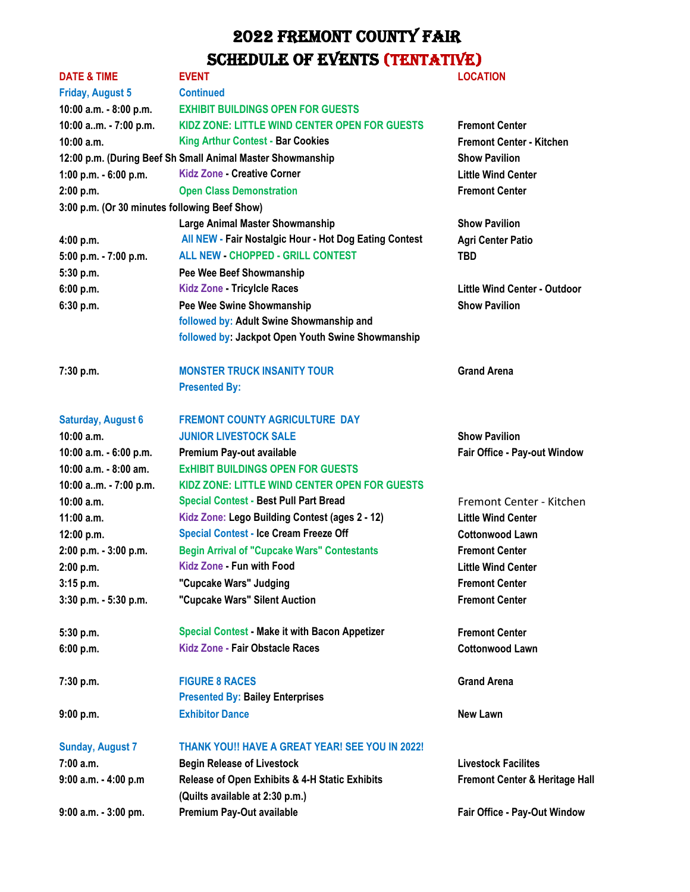# 2022 FREMONT COUNTY FAIR
## SCHEDULE OF EVENTS (TENTATIVE)

| DATE & TIME | EVENT | LOCATION |
|---|---|---|
| **Friday, August 5** | **Continued** | |
| 10:00 a.m. - 8:00 p.m. | EXHIBIT BUILDINGS OPEN FOR GUESTS | |
| 10:00 a..m. - 7:00 p.m. | KIDZ ZONE: LITTLE WIND CENTER OPEN FOR GUESTS | Fremont Center |
| 10:00 a.m. | King Arthur Contest - Bar Cookies | Fremont Center - Kitchen |
| 12:00 p.m. (During Beef Sh | Small Animal Master Showmanship | Show Pavilion |
| 1:00 p.m. - 6:00 p.m. | Kidz Zone - Creative Corner | Little Wind Center |
| 2:00 p.m. | Open Class Demonstration | Fremont Center |
| 3:00 p.m. (Or 30 minutes following Beef Show) | | |
| | Large Animal Master Showmanship | Show Pavilion |
| 4:00 p.m. | All NEW - Fair Nostalgic Hour - Hot Dog Eating Contest | Agri Center Patio |
| 5:00 p.m. - 7:00 p.m. | ALL NEW - CHOPPED - GRILL CONTEST | TBD |
| 5:30 p.m. | Pee Wee Beef Showmanship | |
| 6:00 p.m. | Kidz Zone - Tricylcle Races | Little Wind Center - Outdoor |
| 6:30 p.m. | Pee Wee Swine Showmanship | Show Pavilion |
| | followed by: Adult Swine Showmanship and | |
| | followed by: Jackpot Open Youth Swine Showmanship | |
| 7:30 p.m. | MONSTER TRUCK INSANITY TOUR | Grand Arena |
| | Presented By: | |
| **Saturday, August 6** | **FREMONT COUNTY AGRICULTURE DAY** | |
| 10:00 a.m. | JUNIOR LIVESTOCK SALE | Show Pavilion |
| 10:00 a.m. - 6:00 p.m. | Premium Pay-out available | Fair Office - Pay-out Window |
| 10:00 a.m. - 8:00 am. | ExHIBIT BUILDINGS OPEN FOR GUESTS | |
| 10:00 a..m. - 7:00 p.m. | KIDZ ZONE: LITTLE WIND CENTER OPEN FOR GUESTS | |
| 10:00 a.m. | Special Contest - Best Pull Part Bread | Fremont Center - Kitchen |
| 11:00 a.m. | Kidz Zone: Lego Building Contest (ages 2 - 12) | Little Wind Center |
| 12:00 p.m. | Special Contest - Ice Cream Freeze Off | Cottonwood Lawn |
| 2:00 p.m. - 3:00 p.m. | Begin Arrival of "Cupcake Wars" Contestants | Fremont Center |
| 2:00 p.m. | Kidz Zone - Fun with Food | Little Wind Center |
| 3:15 p.m. | "Cupcake Wars" Judging | Fremont Center |
| 3:30 p.m. - 5:30 p.m. | "Cupcake Wars" Silent Auction | Fremont Center |
| 5:30 p.m. | Special Contest - Make it with Bacon Appetizer | Fremont Center |
| 6:00 p.m. | Kidz Zone - Fair Obstacle Races | Cottonwood Lawn |
| 7:30 p.m. | FIGURE 8 RACES | Grand Arena |
| | Presented By: Bailey Enterprises | |
| 9:00 p.m. | Exhibitor Dance | New Lawn |
| **Sunday, August 7** | **THANK YOU!! HAVE A GREAT YEAR! SEE YOU IN 2022!** | |
| 7:00 a.m. | Begin Release of Livestock | Livestock Facilites |
| 9:00 a.m. - 4:00 p.m | Release of Open Exhibits & 4-H Static Exhibits | Fremont Center & Heritage Hall |
| | (Quilts available at 2:30 p.m.) | |
| 9:00 a.m. - 3:00 pm. | Premium Pay-Out available | Fair Office - Pay-Out Window |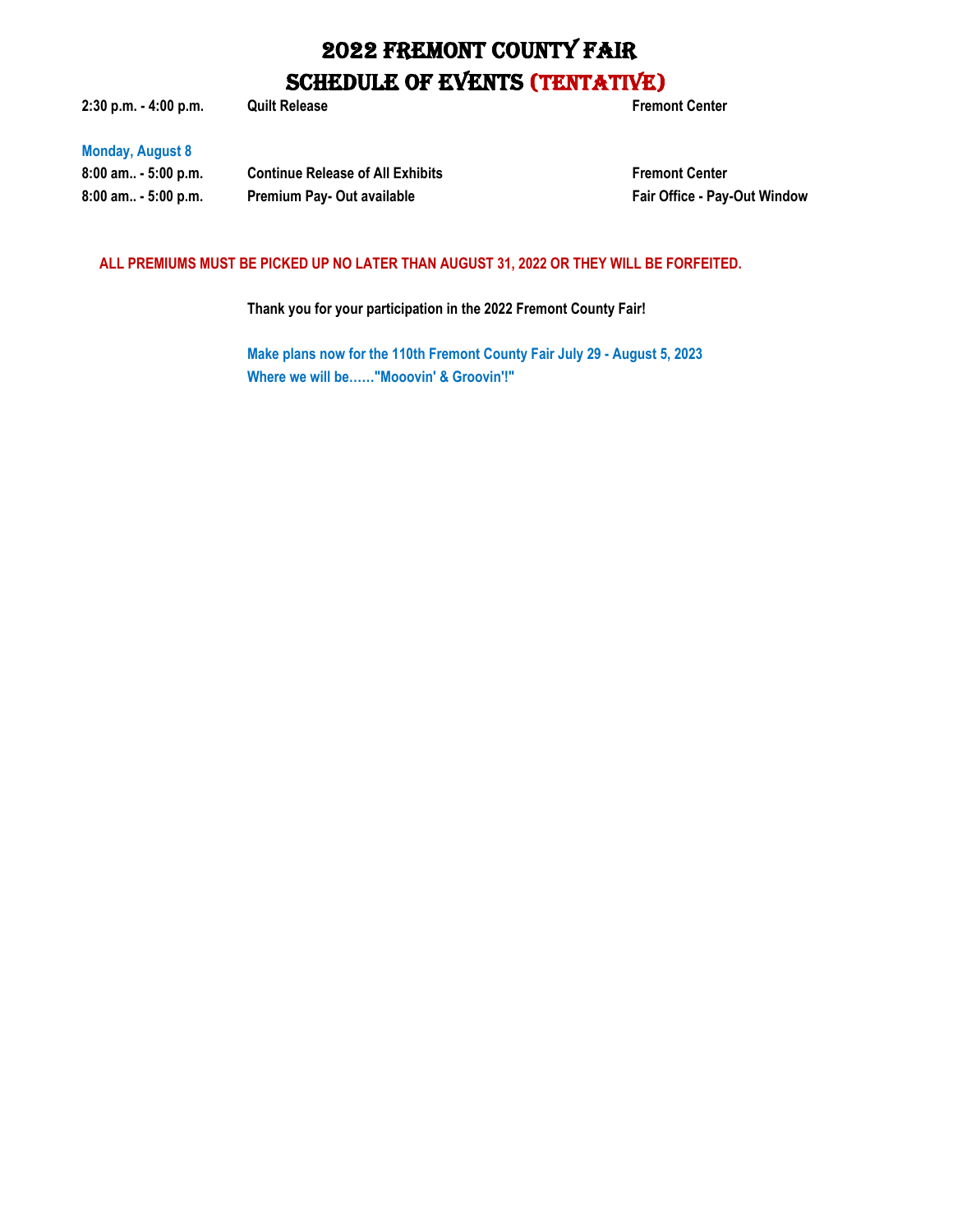# 2022 FREMONT COUNTY FAIR
# SCHEDULE OF EVENTS (TENTATIVE)

| | | |
|---|---|---|
| **2:30 p.m. - 4:00 p.m.** | **Quilt Release** | **Fremont Center** |

**Monday, August 8**

| | | |
|---|---|---|
| **8:00 am.. - 5:00 p.m.** | **Continue Release of All Exhibits** | **Fremont Center** |
| **8:00 am.. - 5:00 p.m.** | **Premium Pay- Out available** | **Fair Office - Pay-Out Window** |

**ALL PREMIUMS MUST BE PICKED UP NO LATER THAN AUGUST 31, 2022 OR THEY WILL BE FORFEITED.**

**Thank you for your participation in the 2022 Fremont County Fair!**

**Make plans now for the 110th Fremont County Fair July 29 - August 5, 2023**
**Where we will be……"Mooovin' & Groovin'!"**